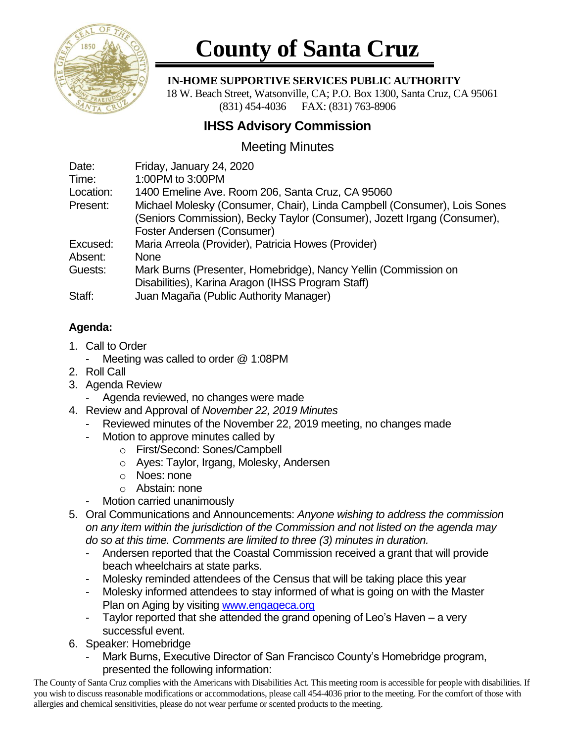# County of Santa Cruz

**IN-HOME SUPPORTIVE SERVICES PUBLIC AUTHORITY**

18 W. Beach Street, Watsonville, CA; P.O. Box 1300, Santa Cruz, CA 95061
(831) 454-4036 FAX: (831) 763-8906

## IHSS Advisory Commission

### Meeting Minutes

Date: Friday, January 24, 2020
Time: 1:00PM to 3:00PM
Location: 1400 Emeline Ave. Room 206, Santa Cruz, CA 95060
Present: Michael Molesky (Consumer, Chair), Linda Campbell (Consumer), Lois Sones (Seniors Commission), Becky Taylor (Consumer), Jozett Irgang (Consumer), Foster Andersen (Consumer)
Excused: Maria Arreola (Provider), Patricia Howes (Provider)
Absent: None
Guests: Mark Burns (Presenter, Homebridge), Nancy Yellin (Commission on Disabilities), Karina Aragon (IHSS Program Staff)
Staff: Juan Magaña (Public Authority Manager)

**Agenda:**

1. Call to Order
   - Meeting was called to order @ 1:08PM
2. Roll Call
3. Agenda Review
   - Agenda reviewed, no changes were made
4. Review and Approval of *November 22, 2019 Minutes*
   - Reviewed minutes of the November 22, 2019 meeting, no changes made
   - Motion to approve minutes called by
     - First/Second: Sones/Campbell
     - Ayes: Taylor, Irgang, Molesky, Andersen
     - Noes: none
     - Abstain: none
   - Motion carried unanimously
5. Oral Communications and Announcements: *Anyone wishing to address the commission on any item within the jurisdiction of the Commission and not listed on the agenda may do so at this time. Comments are limited to three (3) minutes in duration.*
   - Andersen reported that the Coastal Commission received a grant that will provide beach wheelchairs at state parks.
   - Molesky reminded attendees of the Census that will be taking place this year
   - Molesky informed attendees to stay informed of what is going on with the Master Plan on Aging by visiting [www.engageca.org](http://www.engageca.org)
   - Taylor reported that she attended the grand opening of Leo's Haven – a very successful event.
6. Speaker: Homebridge
   - Mark Burns, Executive Director of San Francisco County's Homebridge program, presented the following information:

The County of Santa Cruz complies with the Americans with Disabilities Act. This meeting room is accessible for people with disabilities. If you wish to discuss reasonable modifications or accommodations, please call 454-4036 prior to the meeting. For the comfort of those with allergies and chemical sensitivities, please do not wear perfume or scented products to the meeting.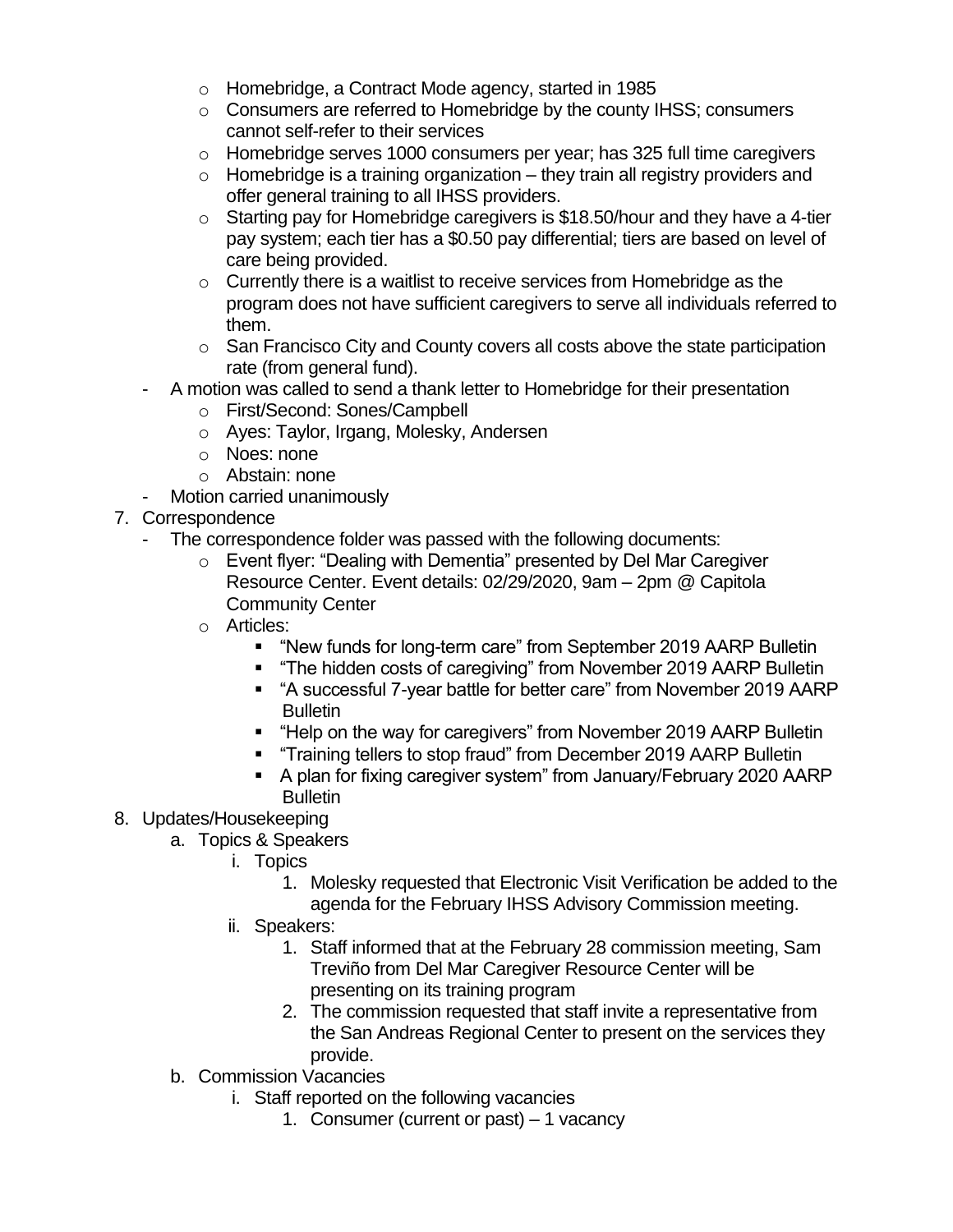- Homebridge, a Contract Mode agency, started in 1985
- Consumers are referred to Homebridge by the county IHSS; consumers cannot self-refer to their services
- Homebridge serves 1000 consumers per year; has 325 full time caregivers
- Homebridge is a training organization – they train all registry providers and offer general training to all IHSS providers.
- Starting pay for Homebridge caregivers is $18.50/hour and they have a 4-tier pay system; each tier has a $0.50 pay differential; tiers are based on level of care being provided.
- Currently there is a waitlist to receive services from Homebridge as the program does not have sufficient caregivers to serve all individuals referred to them.
- San Francisco City and County covers all costs above the state participation rate (from general fund).

- A motion was called to send a thank letter to Homebridge for their presentation
  - First/Second: Sones/Campbell
  - Ayes: Taylor, Irgang, Molesky, Andersen
  - Noes: none
  - Abstain: none
- Motion carried unanimously

7. Correspondence
   - The correspondence folder was passed with the following documents:
     - Event flyer: "Dealing with Dementia" presented by Del Mar Caregiver Resource Center. Event details: 02/29/2020, 9am – 2pm @ Capitola Community Center
     - Articles:
       - "New funds for long-term care" from September 2019 AARP Bulletin
       - "The hidden costs of caregiving" from November 2019 AARP Bulletin
       - "A successful 7-year battle for better care" from November 2019 AARP Bulletin
       - "Help on the way for caregivers" from November 2019 AARP Bulletin
       - "Training tellers to stop fraud" from December 2019 AARP Bulletin
       - A plan for fixing caregiver system" from January/February 2020 AARP Bulletin
8. Updates/Housekeeping
   a. Topics & Speakers
      i. Topics
         1. Molesky requested that Electronic Visit Verification be added to the agenda for the February IHSS Advisory Commission meeting.
      ii. Speakers:
         1. Staff informed that at the February 28 commission meeting, Sam Treviño from Del Mar Caregiver Resource Center will be presenting on its training program
         2. The commission requested that staff invite a representative from the San Andreas Regional Center to present on the services they provide.
   b. Commission Vacancies
      i. Staff reported on the following vacancies
         1. Consumer (current or past) – 1 vacancy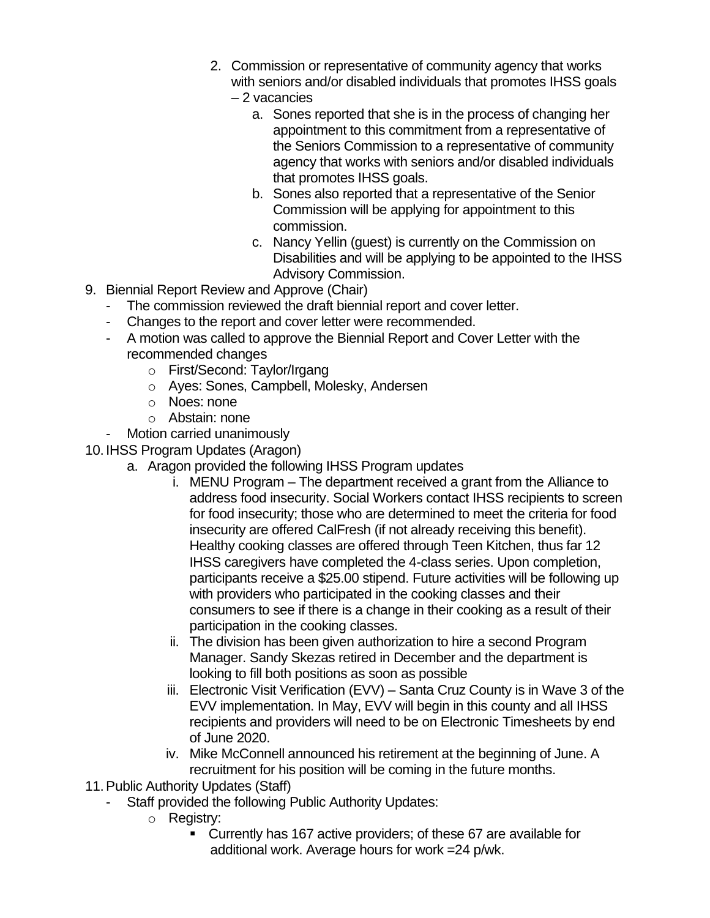2. Commission or representative of community agency that works with seniors and/or disabled individuals that promotes IHSS goals – 2 vacancies
    a. Sones reported that she is in the process of changing her appointment to this commitment from a representative of the Seniors Commission to a representative of community agency that works with seniors and/or disabled individuals that promotes IHSS goals.
    b. Sones also reported that a representative of the Senior Commission will be applying for appointment to this commission.
    c. Nancy Yellin (guest) is currently on the Commission on Disabilities and will be applying to be appointed to the IHSS Advisory Commission.

9. Biennial Report Review and Approve (Chair)
    - The commission reviewed the draft biennial report and cover letter.
    - Changes to the report and cover letter were recommended.
    - A motion was called to approve the Biennial Report and Cover Letter with the recommended changes
        - First/Second: Taylor/Irgang
        - Ayes: Sones, Campbell, Molesky, Andersen
        - Noes: none
        - Abstain: none
    - Motion carried unanimously

10. IHSS Program Updates (Aragon)
    a. Aragon provided the following IHSS Program updates
        i. MENU Program – The department received a grant from the Alliance to address food insecurity. Social Workers contact IHSS recipients to screen for food insecurity; those who are determined to meet the criteria for food insecurity are offered CalFresh (if not already receiving this benefit). Healthy cooking classes are offered through Teen Kitchen, thus far 12 IHSS caregivers have completed the 4-class series. Upon completion, participants receive a $25.00 stipend. Future activities will be following up with providers who participated in the cooking classes and their consumers to see if there is a change in their cooking as a result of their participation in the cooking classes.
        ii. The division has been given authorization to hire a second Program Manager. Sandy Skezas retired in December and the department is looking to fill both positions as soon as possible
        iii. Electronic Visit Verification (EVV) – Santa Cruz County is in Wave 3 of the EVV implementation. In May, EVV will begin in this county and all IHSS recipients and providers will need to be on Electronic Timesheets by end of June 2020.
        iv. Mike McConnell announced his retirement at the beginning of June. A recruitment for his position will be coming in the future months.

11. Public Authority Updates (Staff)
    - Staff provided the following Public Authority Updates:
        - Registry:
            - Currently has 167 active providers; of these 67 are available for additional work. Average hours for work =24 p/wk.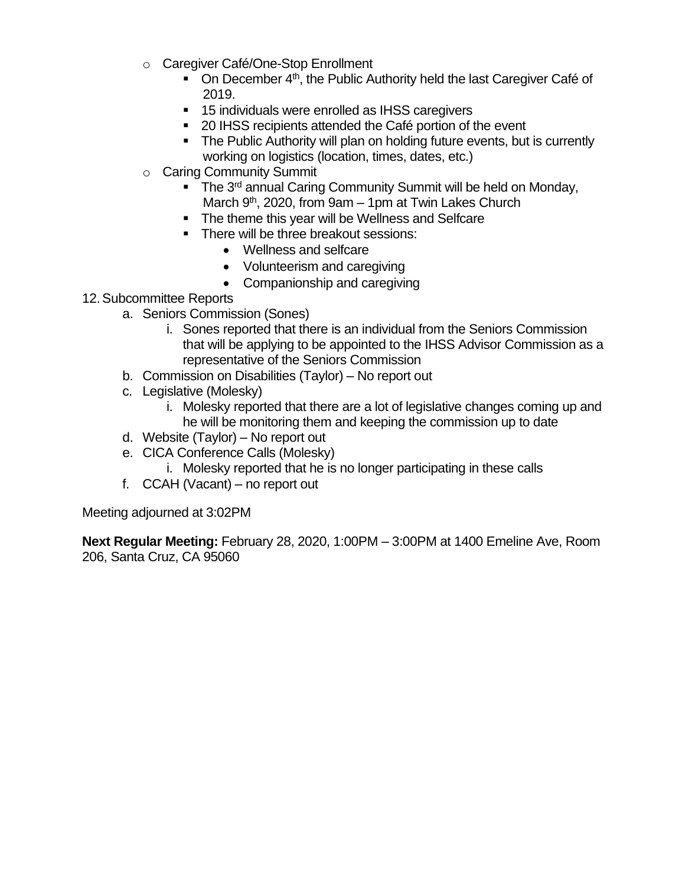- Caregiver Café/One-Stop Enrollment
  - On December 4th, the Public Authority held the last Caregiver Café of 2019.
  - 15 individuals were enrolled as IHSS caregivers
  - 20 IHSS recipients attended the Café portion of the event
  - The Public Authority will plan on holding future events, but is currently working on logistics (location, times, dates, etc.)
- Caring Community Summit
  - The 3rd annual Caring Community Summit will be held on Monday, March 9th, 2020, from 9am – 1pm at Twin Lakes Church
  - The theme this year will be Wellness and Selfcare
  - There will be three breakout sessions:
    - Wellness and selfcare
    - Volunteerism and caregiving
    - Companionship and caregiving

12. Subcommittee Reports
    a. Seniors Commission (Sones)
       i. Sones reported that there is an individual from the Seniors Commission that will be applying to be appointed to the IHSS Advisor Commission as a representative of the Seniors Commission
    b. Commission on Disabilities (Taylor) – No report out
    c. Legislative (Molesky)
       i. Molesky reported that there are a lot of legislative changes coming up and he will be monitoring them and keeping the commission up to date
    d. Website (Taylor) – No report out
    e. CICA Conference Calls (Molesky)
       i. Molesky reported that he is no longer participating in these calls
    f. CCAH (Vacant) – no report out

Meeting adjourned at 3:02PM

**Next Regular Meeting:** February 28, 2020, 1:00PM – 3:00PM at 1400 Emeline Ave, Room 206, Santa Cruz, CA 95060